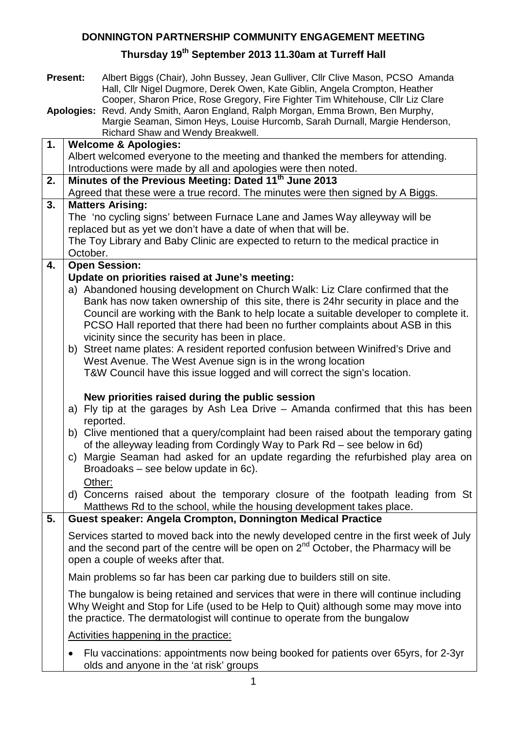# DONNINGTON PARTNERSHIP COMMUNITY ENGAGEMENT MEETING

## Thursday 19th September 2013 11.30am at Turreff Hall

**Present:** Albert Biggs (Chair), John Bussey, Jean Gulliver, Cllr Clive Mason, PCSO Amanda Hall, Cllr Nigel Dugmore, Derek Owen, Kate Giblin, Angela Crompton, Heather Cooper, Sharon Price, Rose Gregory, Fire Fighter Tim Whitehouse, Cllr Liz Clare

**Apologies:** Revd. Andy Smith, Aaron England, Ralph Morgan, Emma Brown, Ben Murphy, Margie Seaman, Simon Heys, Louise Hurcomb, Sarah Durnall, Margie Henderson, Richard Shaw and Wendy Breakwell.

| | |
|---|---|
| **1.** | **Welcome & Apologies:**<br>Albert welcomed everyone to the meeting and thanked the members for attending. Introductions were made by all and apologies were then noted. |
| **2.** | **Minutes of the Previous Meeting: Dated 11th June 2013**<br>Agreed that these were a true record. The minutes were then signed by A Biggs. |
| **3.** | **Matters Arising:**<br>The 'no cycling signs' between Furnace Lane and James Way alleyway will be replaced but as yet we don't have a date of when that will be.<br>The Toy Library and Baby Clinic are expected to return to the medical practice in October. |
| **4.** | **Open Session:**<br>**Update on priorities raised at June's meeting:**<br>a) Abandoned housing development on Church Walk: Liz Clare confirmed that the Bank has now taken ownership of this site, there is 24hr security in place and the Council are working with the Bank to help locate a suitable developer to complete it. PCSO Hall reported that there had been no further complaints about ASB in this vicinity since the security has been in place.<br>b) Street name plates: A resident reported confusion between Winifred's Drive and West Avenue. The West Avenue sign is in the wrong location T&W Council have this issue logged and will correct the sign's location.<br><br>**New priorities raised during the public session**<br>a) Fly tip at the garages by Ash Lea Drive – Amanda confirmed that this has been reported.<br>b) Clive mentioned that a query/complaint had been raised about the temporary gating of the alleyway leading from Cordingly Way to Park Rd – see below in 6d)<br>c) Margie Seaman had asked for an update regarding the refurbished play area on Broadoaks – see below update in 6c).<br>Other:<br>d) Concerns raised about the temporary closure of the footpath leading from St Matthews Rd to the school, while the housing development takes place. |
| **5.** | **Guest speaker: Angela Crompton, Donnington Medical Practice**<br>Services started to moved back into the newly developed centre in the first week of July and the second part of the centre will be open on 2nd October, the Pharmacy will be open a couple of weeks after that.<br>Main problems so far has been car parking due to builders still on site.<br>The bungalow is being retained and services that were in there will continue including Why Weight and Stop for Life (used to be Help to Quit) although some may move into the practice. The dermatologist will continue to operate from the bungalow<br>Activities happening in the practice:<br>• Flu vaccinations: appointments now being booked for patients over 65yrs, for 2-3yr olds and anyone in the 'at risk' groups |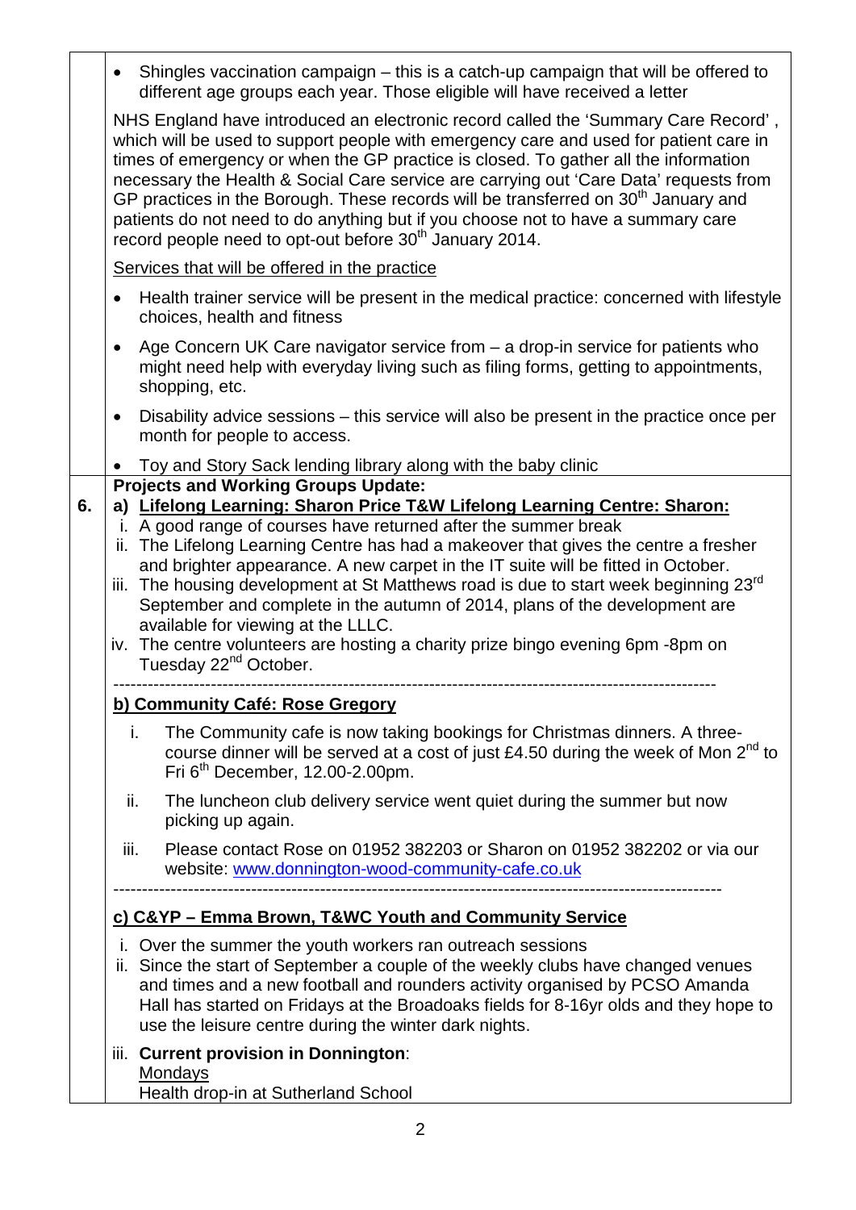- Shingles vaccination campaign – this is a catch-up campaign that will be offered to different age groups each year. Those eligible will have received a letter

NHS England have introduced an electronic record called the 'Summary Care Record' , which will be used to support people with emergency care and used for patient care in times of emergency or when the GP practice is closed. To gather all the information necessary the Health & Social Care service are carrying out 'Care Data' requests from GP practices in the Borough. These records will be transferred on 30th January and patients do not need to do anything but if you choose not to have a summary care record people need to opt-out before 30th January 2014.

Services that will be offered in the practice

- Health trainer service will be present in the medical practice: concerned with lifestyle choices, health and fitness
- Age Concern UK Care navigator service from – a drop-in service for patients who might need help with everyday living such as filing forms, getting to appointments, shopping, etc.
- Disability advice sessions – this service will also be present in the practice once per month for people to access.
- Toy and Story Sack lending library along with the baby clinic

**6. Projects and Working Groups Update:**

**a) Lifelong Learning: Sharon Price T&W Lifelong Learning Centre: Sharon:**

i. A good range of courses have returned after the summer break
ii. The Lifelong Learning Centre has had a makeover that gives the centre a fresher and brighter appearance. A new carpet in the IT suite will be fitted in October.
iii. The housing development at St Matthews road is due to start week beginning 23rd September and complete in the autumn of 2014, plans of the development are available for viewing at the LLLC.
iv. The centre volunteers are hosting a charity prize bingo evening 6pm -8pm on Tuesday 22nd October.

---

**b) Community Café: Rose Gregory**

i. The Community cafe is now taking bookings for Christmas dinners. A three-course dinner will be served at a cost of just £4.50 during the week of Mon 2nd to Fri 6th December, 12.00-2.00pm.
ii. The luncheon club delivery service went quiet during the summer but now picking up again.
iii. Please contact Rose on 01952 382203 or Sharon on 01952 382202 or via our website: www.donnington-wood-community-cafe.co.uk

---

**c) C&YP – Emma Brown, T&WC Youth and Community Service**

i. Over the summer the youth workers ran outreach sessions
ii. Since the start of September a couple of the weekly clubs have changed venues and times and a new football and rounders activity organised by PCSO Amanda Hall has started on Fridays at the Broadoaks fields for 8-16yr olds and they hope to use the leisure centre during the winter dark nights.
iii. **Current provision in Donnington**:
Mondays
Health drop-in at Sutherland School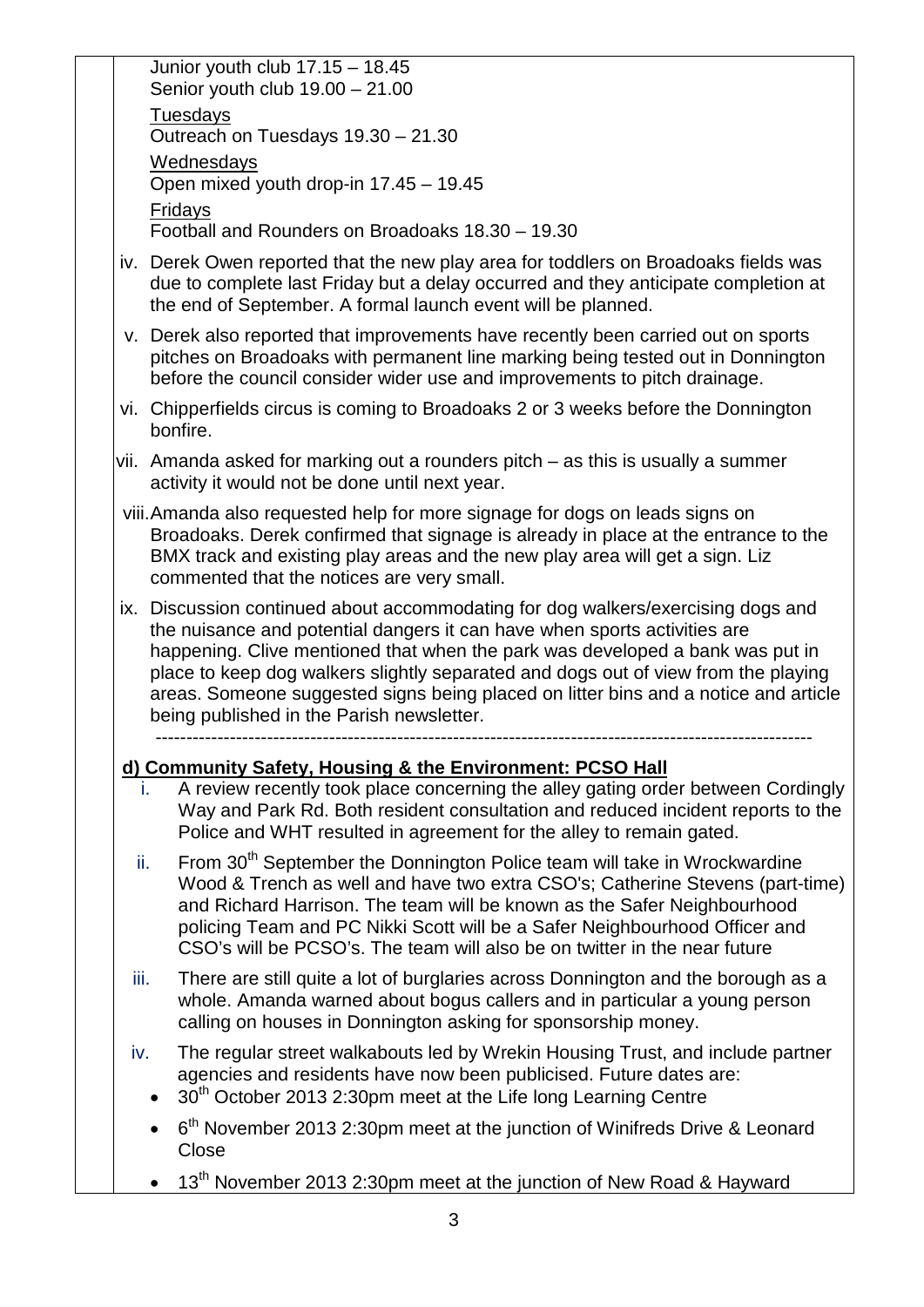Junior youth club 17.15 – 18.45
Senior youth club 19.00 – 21.00

Tuesdays
Outreach on Tuesdays 19.30 – 21.30

Wednesdays
Open mixed youth drop-in 17.45 – 19.45

Fridays
Football and Rounders on Broadoaks 18.30 – 19.30

iv. Derek Owen reported that the new play area for toddlers on Broadoaks fields was due to complete last Friday but a delay occurred and they anticipate completion at the end of September. A formal launch event will be planned.

v. Derek also reported that improvements have recently been carried out on sports pitches on Broadoaks with permanent line marking being tested out in Donnington before the council consider wider use and improvements to pitch drainage.

vi. Chipperfields circus is coming to Broadoaks 2 or 3 weeks before the Donnington bonfire.

vii. Amanda asked for marking out a rounders pitch – as this is usually a summer activity it would not be done until next year.

viii. Amanda also requested help for more signage for dogs on leads signs on Broadoaks. Derek confirmed that signage is already in place at the entrance to the BMX track and existing play areas and the new play area will get a sign. Liz commented that the notices are very small.

ix. Discussion continued about accommodating for dog walkers/exercising dogs and the nuisance and potential dangers it can have when sports activities are happening. Clive mentioned that when the park was developed a bank was put in place to keep dog walkers slightly separated and dogs out of view from the playing areas. Someone suggested signs being placed on litter bins and a notice and article being published in the Parish newsletter.

---

**d) Community Safety, Housing & the Environment: PCSO Hall**

i. A review recently took place concerning the alley gating order between Cordingly Way and Park Rd. Both resident consultation and reduced incident reports to the Police and WHT resulted in agreement for the alley to remain gated.

ii. From 30th September the Donnington Police team will take in Wrockwardine Wood & Trench as well and have two extra CSO's; Catherine Stevens (part-time) and Richard Harrison. The team will be known as the Safer Neighbourhood policing Team and PC Nikki Scott will be a Safer Neighbourhood Officer and CSO's will be PCSO's. The team will also be on twitter in the near future

iii. There are still quite a lot of burglaries across Donnington and the borough as a whole. Amanda warned about bogus callers and in particular a young person calling on houses in Donnington asking for sponsorship money.

iv. The regular street walkabouts led by Wrekin Housing Trust, and include partner agencies and residents have now been publicised. Future dates are:

- 30th October 2013 2:30pm meet at the Life long Learning Centre
- 6th November 2013 2:30pm meet at the junction of Winifreds Drive & Leonard Close
- 13th November 2013 2:30pm meet at the junction of New Road & Hayward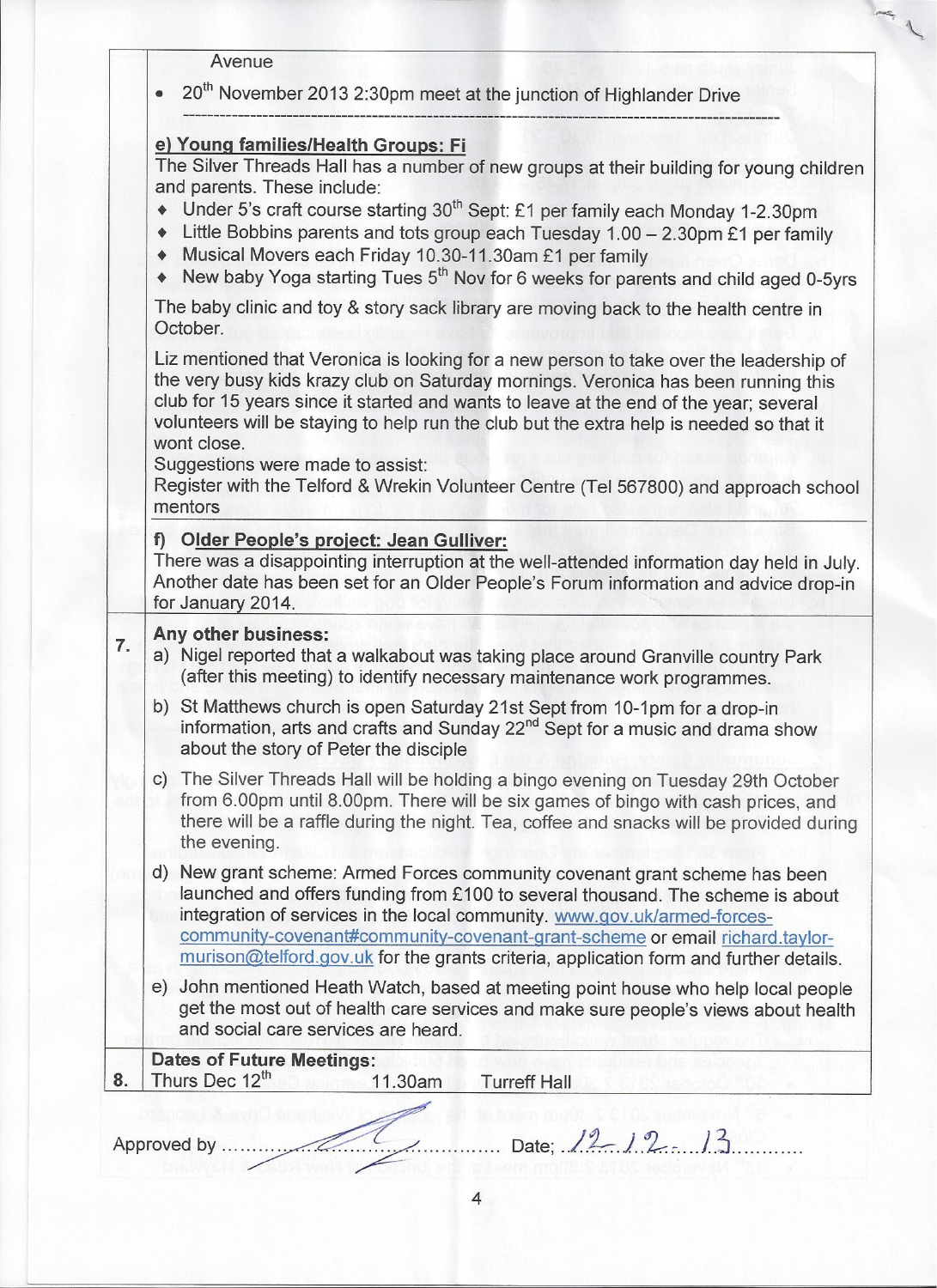Avenue

- 20th November 2013 2:30pm meet at the junction of Highlander Drive

---

**e) Young families/Health Groups: Fi**

The Silver Threads Hall has a number of new groups at their building for young children and parents. These include:

- Under 5's craft course starting 30th Sept: £1 per family each Monday 1-2.30pm
- Little Bobbins parents and tots group each Tuesday 1.00 – 2.30pm £1 per family
- Musical Movers each Friday 10.30-11.30am £1 per family
- New baby Yoga starting Tues 5th Nov for 6 weeks for parents and child aged 0-5yrs

The baby clinic and toy & story sack library are moving back to the health centre in October.

Liz mentioned that Veronica is looking for a new person to take over the leadership of the very busy kids krazy club on Saturday mornings. Veronica has been running this club for 15 years since it started and wants to leave at the end of the year; several volunteers will be staying to help run the club but the extra help is needed so that it wont close.

Suggestions were made to assist:

Register with the Telford & Wrekin Volunteer Centre (Tel 567800) and approach school mentors

**f) Older People's project: Jean Gulliver:**

There was a disappointing interruption at the well-attended information day held in July. Another date has been set for an Older People's Forum information and advice drop-in for January 2014.

**7. Any other business:**

a) Nigel reported that a walkabout was taking place around Granville country Park (after this meeting) to identify necessary maintenance work programmes.

b) St Matthews church is open Saturday 21st Sept from 10-1pm for a drop-in information, arts and crafts and Sunday 22nd Sept for a music and drama show about the story of Peter the disciple

c) The Silver Threads Hall will be holding a bingo evening on Tuesday 29th October from 6.00pm until 8.00pm. There will be six games of bingo with cash prices, and there will be a raffle during the night. Tea, coffee and snacks will be provided during the evening.

d) New grant scheme: Armed Forces community covenant grant scheme has been launched and offers funding from £100 to several thousand. The scheme is about integration of services in the local community. www.gov.uk/armed-forces-community-covenant#community-covenant-grant-scheme or email richard.taylor-murison@telford.gov.uk for the grants criteria, application form and further details.

e) John mentioned Heath Watch, based at meeting point house who help local people get the most out of health care services and make sure people's views about health and social care services are heard.

**8. Dates of Future Meetings:**

Thurs Dec 12th 11.30am Turreff Hall

Approved by ................................................ Date; 12-12-13..........